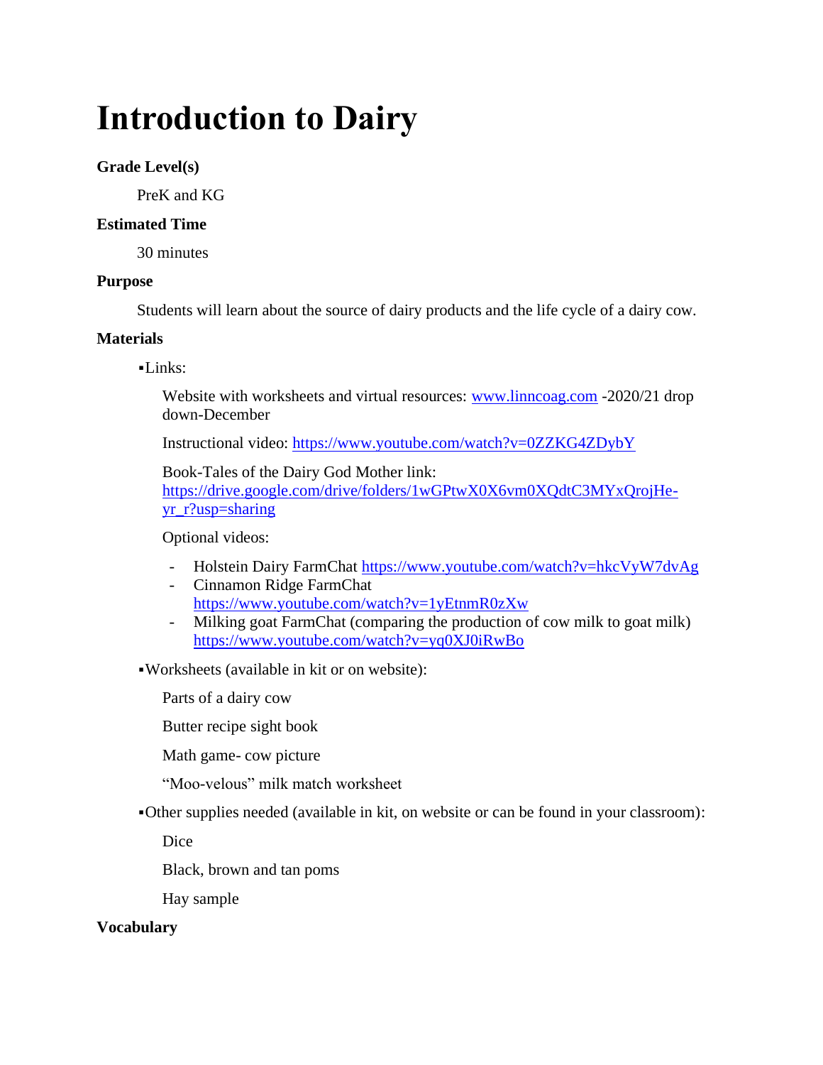# Introduction to Dairy

### Grade Level(s)

PreK and KG

### Estimated Time

30 minutes

### Purpose

Students will learn about the source of dairy products and the life cycle of a dairy cow.

### Materials

- Links:

  Website with worksheets and virtual resources: [www.linncoag.com](http://www.linncoag.com) -2020/21 drop down-December

  Instructional video: [https://www.youtube.com/watch?v=0ZZKG4ZDybY](https://www.youtube.com/watch?v=0ZZKG4ZDybY)

  Book-Tales of the Dairy God Mother link: [https://drive.google.com/drive/folders/1wGPtwX0X6vm0XQdtC3MYxQrojHe-yr_r?usp=sharing](https://drive.google.com/drive/folders/1wGPtwX0X6vm0XQdtC3MYxQrojHe-yr_r?usp=sharing)

  Optional videos:

  - Holstein Dairy FarmChat [https://www.youtube.com/watch?v=hkcVyW7dvAg](https://www.youtube.com/watch?v=hkcVyW7dvAg)
  - Cinnamon Ridge FarmChat [https://www.youtube.com/watch?v=1yEtnmR0zXw](https://www.youtube.com/watch?v=1yEtnmR0zXw)
  - Milking goat FarmChat (comparing the production of cow milk to goat milk) [https://www.youtube.com/watch?v=yq0XJ0iRwBo](https://www.youtube.com/watch?v=yq0XJ0iRwBo)

- Worksheets (available in kit or on website):

  Parts of a dairy cow

  Butter recipe sight book

  Math game- cow picture

  "Moo-velous" milk match worksheet

- Other supplies needed (available in kit, on website or can be found in your classroom):

  Dice

  Black, brown and tan poms

  Hay sample

### Vocabulary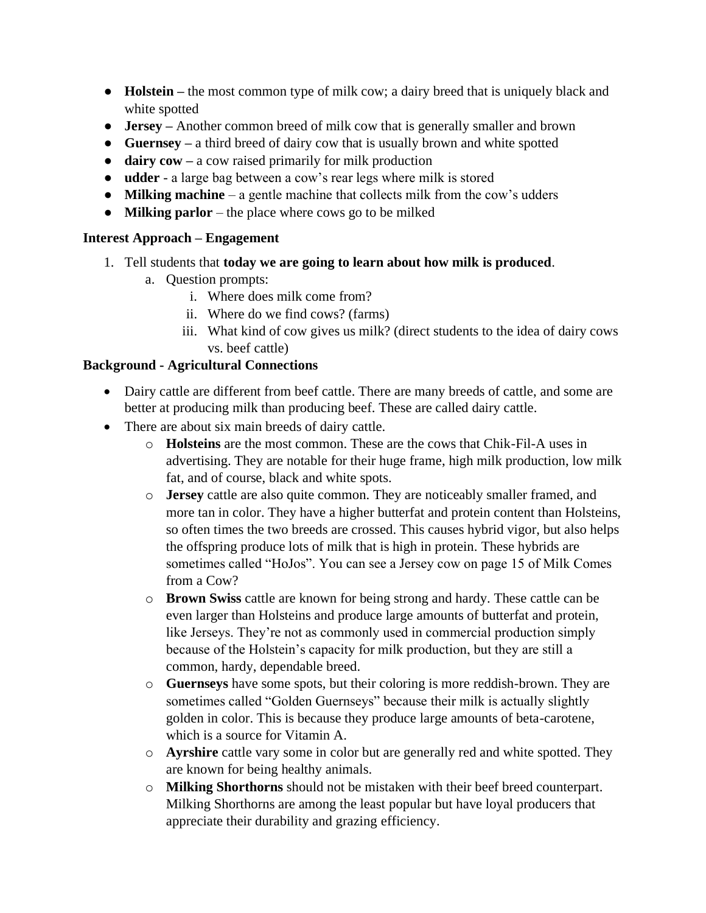- **Holstein –** the most common type of milk cow; a dairy breed that is uniquely black and white spotted
- **Jersey –** Another common breed of milk cow that is generally smaller and brown
- **Guernsey –** a third breed of dairy cow that is usually brown and white spotted
- **dairy cow –** a cow raised primarily for milk production
- **udder** - a large bag between a cow's rear legs where milk is stored
- **Milking machine** – a gentle machine that collects milk from the cow's udders
- **Milking parlor** – the place where cows go to be milked

**Interest Approach – Engagement**

1. Tell students that **today we are going to learn about how milk is produced**.
   a. Question prompts:
      i. Where does milk come from?
      ii. Where do we find cows? (farms)
      iii. What kind of cow gives us milk? (direct students to the idea of dairy cows vs. beef cattle)

**Background - Agricultural Connections**

- Dairy cattle are different from beef cattle. There are many breeds of cattle, and some are better at producing milk than producing beef. These are called dairy cattle.
- There are about six main breeds of dairy cattle.
  - **Holsteins** are the most common. These are the cows that Chik-Fil-A uses in advertising. They are notable for their huge frame, high milk production, low milk fat, and of course, black and white spots.
  - **Jersey** cattle are also quite common. They are noticeably smaller framed, and more tan in color. They have a higher butterfat and protein content than Holsteins, so often times the two breeds are crossed. This causes hybrid vigor, but also helps the offspring produce lots of milk that is high in protein. These hybrids are sometimes called "HoJos". You can see a Jersey cow on page 15 of Milk Comes from a Cow?
  - **Brown Swiss** cattle are known for being strong and hardy. These cattle can be even larger than Holsteins and produce large amounts of butterfat and protein, like Jerseys. They're not as commonly used in commercial production simply because of the Holstein's capacity for milk production, but they are still a common, hardy, dependable breed.
  - **Guernseys** have some spots, but their coloring is more reddish-brown. They are sometimes called "Golden Guernseys" because their milk is actually slightly golden in color. This is because they produce large amounts of beta-carotene, which is a source for Vitamin A.
  - **Ayrshire** cattle vary some in color but are generally red and white spotted. They are known for being healthy animals.
  - **Milking Shorthorns** should not be mistaken with their beef breed counterpart. Milking Shorthorns are among the least popular but have loyal producers that appreciate their durability and grazing efficiency.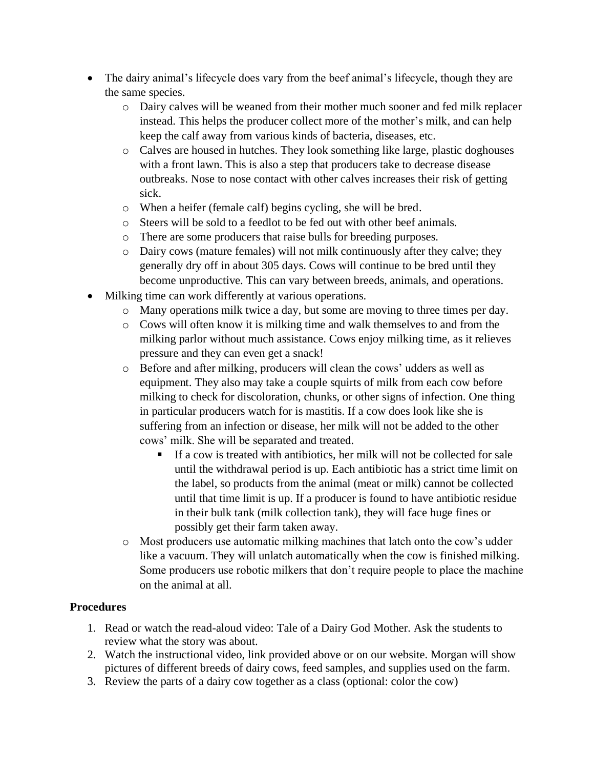- The dairy animal's lifecycle does vary from the beef animal's lifecycle, though they are the same species.
    - Dairy calves will be weaned from their mother much sooner and fed milk replacer instead. This helps the producer collect more of the mother's milk, and can help keep the calf away from various kinds of bacteria, diseases, etc.
    - Calves are housed in hutches. They look something like large, plastic doghouses with a front lawn. This is also a step that producers take to decrease disease outbreaks. Nose to nose contact with other calves increases their risk of getting sick.
    - When a heifer (female calf) begins cycling, she will be bred.
    - Steers will be sold to a feedlot to be fed out with other beef animals.
    - There are some producers that raise bulls for breeding purposes.
    - Dairy cows (mature females) will not milk continuously after they calve; they generally dry off in about 305 days. Cows will continue to be bred until they become unproductive. This can vary between breeds, animals, and operations.
- Milking time can work differently at various operations.
    - Many operations milk twice a day, but some are moving to three times per day.
    - Cows will often know it is milking time and walk themselves to and from the milking parlor without much assistance. Cows enjoy milking time, as it relieves pressure and they can even get a snack!
    - Before and after milking, producers will clean the cows' udders as well as equipment. They also may take a couple squirts of milk from each cow before milking to check for discoloration, chunks, or other signs of infection. One thing in particular producers watch for is mastitis. If a cow does look like she is suffering from an infection or disease, her milk will not be added to the other cows' milk. She will be separated and treated.
        - If a cow is treated with antibiotics, her milk will not be collected for sale until the withdrawal period is up. Each antibiotic has a strict time limit on the label, so products from the animal (meat or milk) cannot be collected until that time limit is up. If a producer is found to have antibiotic residue in their bulk tank (milk collection tank), they will face huge fines or possibly get their farm taken away.
    - Most producers use automatic milking machines that latch onto the cow's udder like a vacuum. They will unlatch automatically when the cow is finished milking. Some producers use robotic milkers that don't require people to place the machine on the animal at all.

**Procedures**

1. Read or watch the read-aloud video: Tale of a Dairy God Mother. Ask the students to review what the story was about.
2. Watch the instructional video, link provided above or on our website. Morgan will show pictures of different breeds of dairy cows, feed samples, and supplies used on the farm.
3. Review the parts of a dairy cow together as a class (optional: color the cow)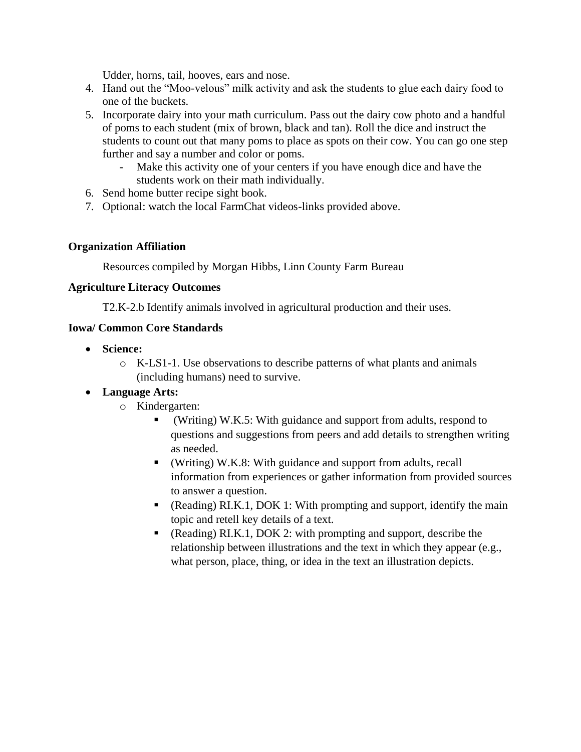Udder, horns, tail, hooves, ears and nose.

4. Hand out the "Moo-velous" milk activity and ask the students to glue each dairy food to one of the buckets.
5. Incorporate dairy into your math curriculum. Pass out the dairy cow photo and a handful of poms to each student (mix of brown, black and tan). Roll the dice and instruct the students to count out that many poms to place as spots on their cow. You can go one step further and say a number and color or poms.
   - Make this activity one of your centers if you have enough dice and have the students work on their math individually.
6. Send home butter recipe sight book.
7. Optional: watch the local FarmChat videos-links provided above.

**Organization Affiliation**

Resources compiled by Morgan Hibbs, Linn County Farm Bureau

**Agriculture Literacy Outcomes**

T2.K-2.b Identify animals involved in agricultural production and their uses.

**Iowa/ Common Core Standards**

- **Science:**
  - K-LS1-1. Use observations to describe patterns of what plants and animals (including humans) need to survive.
- **Language Arts:**
  - Kindergarten:
    - (Writing) W.K.5: With guidance and support from adults, respond to questions and suggestions from peers and add details to strengthen writing as needed.
    - (Writing) W.K.8: With guidance and support from adults, recall information from experiences or gather information from provided sources to answer a question.
    - (Reading) RI.K.1, DOK 1: With prompting and support, identify the main topic and retell key details of a text.
    - (Reading) RI.K.1, DOK 2: with prompting and support, describe the relationship between illustrations and the text in which they appear (e.g., what person, place, thing, or idea in the text an illustration depicts.